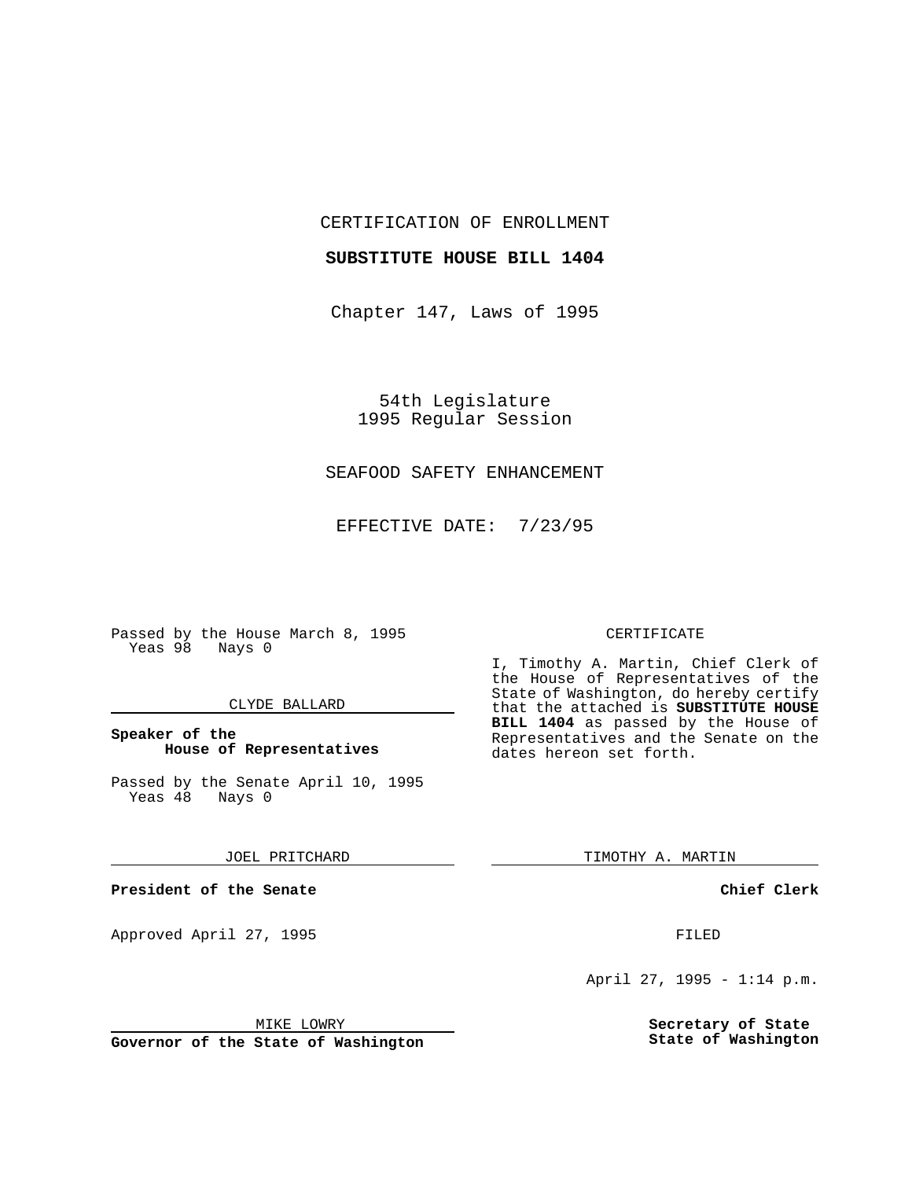CERTIFICATION OF ENROLLMENT

**SUBSTITUTE HOUSE BILL 1404**

Chapter 147, Laws of 1995

54th Legislature
1995 Regular Session

SEAFOOD SAFETY ENHANCEMENT

EFFECTIVE DATE: 7/23/95

Passed by the House March 8, 1995
Yeas 98 Nays 0

CLYDE BALLARD

**Speaker of the House of Representatives**

Passed by the Senate April 10, 1995
Yeas 48 Nays 0

JOEL PRITCHARD

**President of the Senate**

Approved April 27, 1995

MIKE LOWRY

**Governor of the State of Washington**

CERTIFICATE

I, Timothy A. Martin, Chief Clerk of the House of Representatives of the State of Washington, do hereby certify that the attached is **SUBSTITUTE HOUSE BILL 1404** as passed by the House of Representatives and the Senate on the dates hereon set forth.

TIMOTHY A. MARTIN

**Chief Clerk**

FILED

April 27, 1995 - 1:14 p.m.

**Secretary of State**
**State of Washington**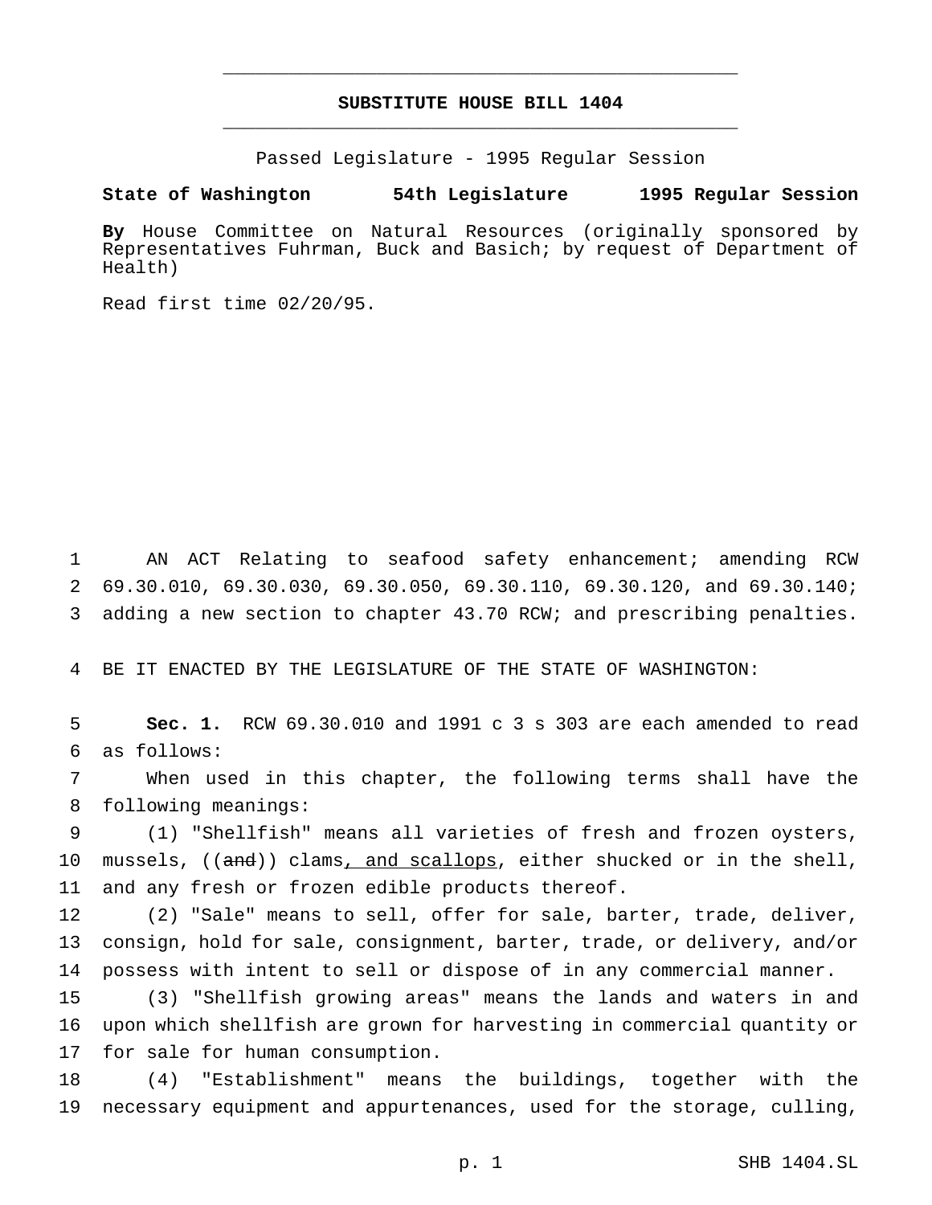**SUBSTITUTE HOUSE BILL 1404**

Passed Legislature - 1995 Regular Session

**State of Washington 54th Legislature 1995 Regular Session**

**By** House Committee on Natural Resources (originally sponsored by Representatives Fuhrman, Buck and Basich; by request of Department of Health)

Read first time 02/20/95.

AN ACT Relating to seafood safety enhancement; amending RCW 69.30.010, 69.30.030, 69.30.050, 69.30.110, 69.30.120, and 69.30.140; adding a new section to chapter 43.70 RCW; and prescribing penalties.

BE IT ENACTED BY THE LEGISLATURE OF THE STATE OF WASHINGTON:

**Sec. 1.** RCW 69.30.010 and 1991 c 3 s 303 are each amended to read as follows:

When used in this chapter, the following terms shall have the following meanings:

(1) "Shellfish" means all varieties of fresh and frozen oysters, mussels, ((and)) clams, and scallops, either shucked or in the shell, and any fresh or frozen edible products thereof.

(2) "Sale" means to sell, offer for sale, barter, trade, deliver, consign, hold for sale, consignment, barter, trade, or delivery, and/or possess with intent to sell or dispose of in any commercial manner.

(3) "Shellfish growing areas" means the lands and waters in and upon which shellfish are grown for harvesting in commercial quantity or for sale for human consumption.

(4) "Establishment" means the buildings, together with the necessary equipment and appurtenances, used for the storage, culling,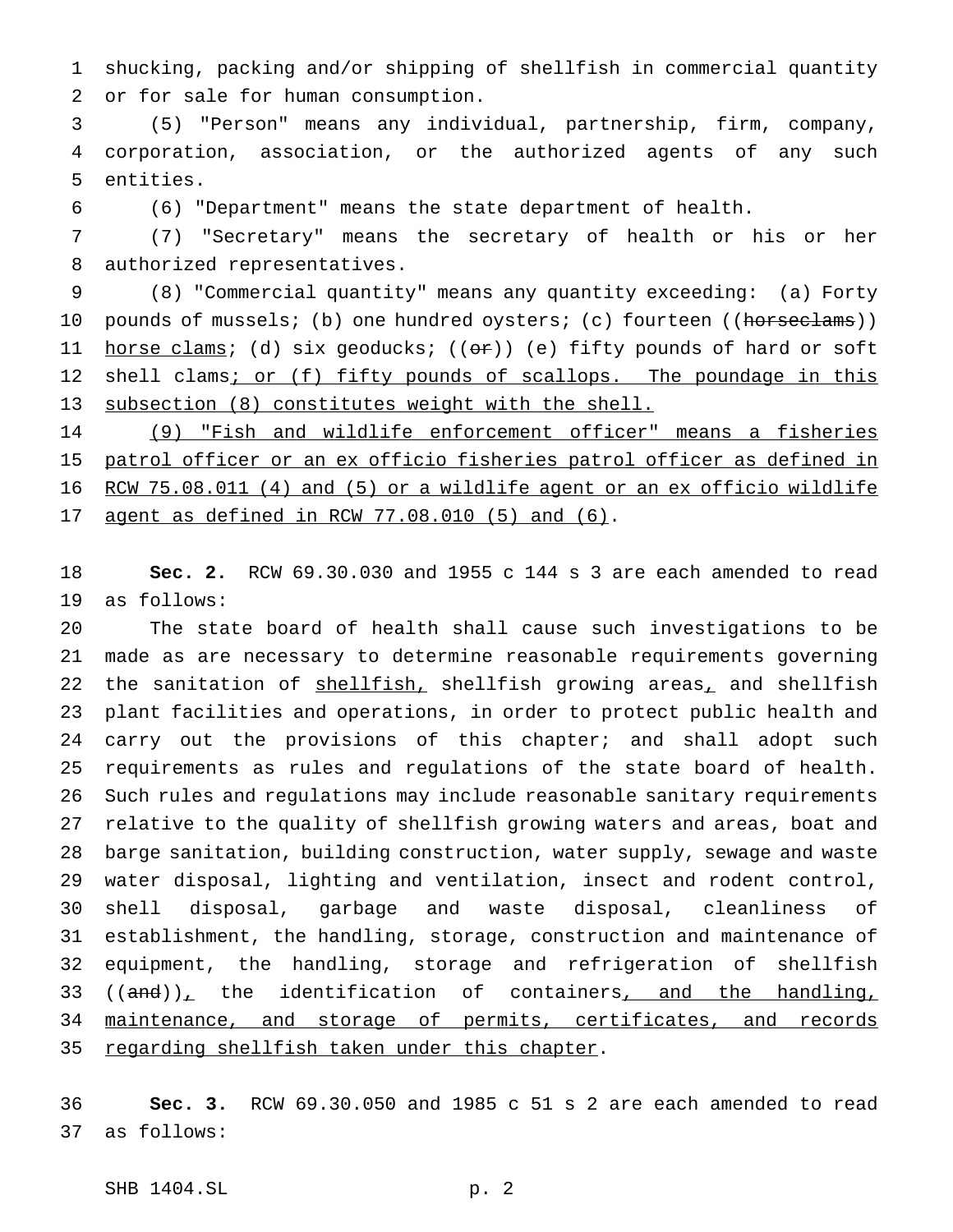shucking, packing and/or shipping of shellfish in commercial quantity or for sale for human consumption.

(5) "Person" means any individual, partnership, firm, company, corporation, association, or the authorized agents of any such entities.

(6) "Department" means the state department of health.

(7) "Secretary" means the secretary of health or his or her authorized representatives.

(8) "Commercial quantity" means any quantity exceeding: (a) Forty pounds of mussels; (b) one hundred oysters; (c) fourteen ((~~horseclams~~)) horse clams; (d) six geoducks; ((~~or~~)) (e) fifty pounds of hard or soft shell clams; or (f) fifty pounds of scallops. The poundage in this subsection (8) constitutes weight with the shell.

(9) "Fish and wildlife enforcement officer" means a fisheries patrol officer or an ex officio fisheries patrol officer as defined in RCW 75.08.011 (4) and (5) or a wildlife agent or an ex officio wildlife agent as defined in RCW 77.08.010 (5) and (6).

**Sec. 2.** RCW 69.30.030 and 1955 c 144 s 3 are each amended to read as follows:

The state board of health shall cause such investigations to be made as are necessary to determine reasonable requirements governing the sanitation of shellfish, shellfish growing areas, and shellfish plant facilities and operations, in order to protect public health and carry out the provisions of this chapter; and shall adopt such requirements as rules and regulations of the state board of health. Such rules and regulations may include reasonable sanitary requirements relative to the quality of shellfish growing waters and areas, boat and barge sanitation, building construction, water supply, sewage and waste water disposal, lighting and ventilation, insect and rodent control, shell disposal, garbage and waste disposal, cleanliness of establishment, the handling, storage, construction and maintenance of equipment, the handling, storage and refrigeration of shellfish ((~~and~~)), the identification of containers, and the handling, maintenance, and storage of permits, certificates, and records regarding shellfish taken under this chapter.

**Sec. 3.** RCW 69.30.050 and 1985 c 51 s 2 are each amended to read as follows: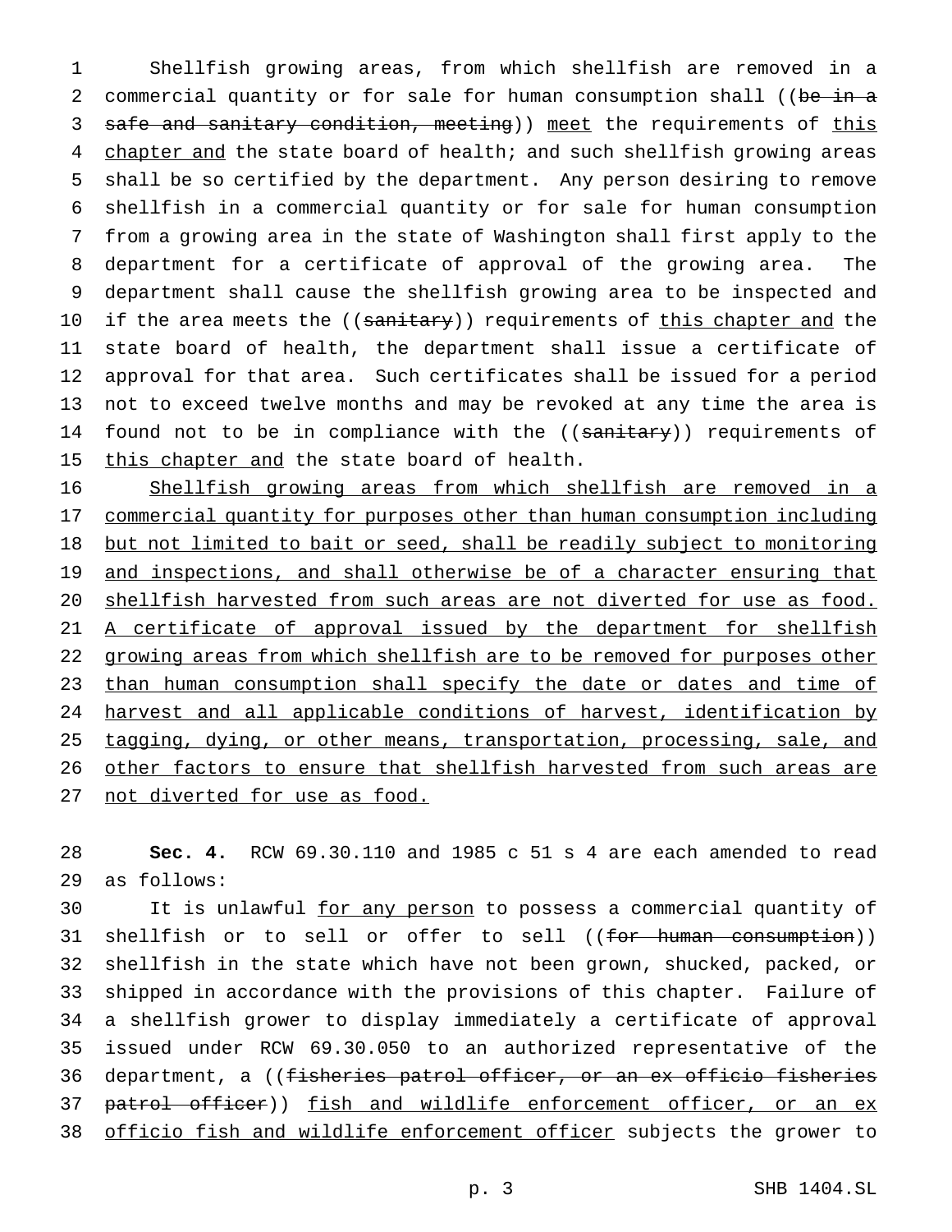Shellfish growing areas, from which shellfish are removed in a commercial quantity or for sale for human consumption shall ((~~be in a safe and sanitary condition, meeting~~)) <u>meet</u> the requirements of <u>this chapter and</u> the state board of health; and such shellfish growing areas shall be so certified by the department. Any person desiring to remove shellfish in a commercial quantity or for sale for human consumption from a growing area in the state of Washington shall first apply to the department for a certificate of approval of the growing area. The department shall cause the shellfish growing area to be inspected and if the area meets the ((~~sanitary~~)) requirements of <u>this chapter and</u> the state board of health, the department shall issue a certificate of approval for that area. Such certificates shall be issued for a period not to exceed twelve months and may be revoked at any time the area is found not to be in compliance with the ((~~sanitary~~)) requirements of <u>this chapter and</u> the state board of health.

<u>Shellfish growing areas from which shellfish are removed in a commercial quantity for purposes other than human consumption including but not limited to bait or seed, shall be readily subject to monitoring and inspections, and shall otherwise be of a character ensuring that shellfish harvested from such areas are not diverted for use as food. A certificate of approval issued by the department for shellfish growing areas from which shellfish are to be removed for purposes other than human consumption shall specify the date or dates and time of harvest and all applicable conditions of harvest, identification by tagging, dying, or other means, transportation, processing, sale, and other factors to ensure that shellfish harvested from such areas are not diverted for use as food.</u>

**Sec. 4.** RCW 69.30.110 and 1985 c 51 s 4 are each amended to read as follows:

It is unlawful <u>for any person</u> to possess a commercial quantity of shellfish or to sell or offer to sell ((~~for human consumption~~)) shellfish in the state which have not been grown, shucked, packed, or shipped in accordance with the provisions of this chapter. Failure of a shellfish grower to display immediately a certificate of approval issued under RCW 69.30.050 to an authorized representative of the department, a ((~~fisheries patrol officer, or an ex officio fisheries patrol officer~~)) <u>fish and wildlife enforcement officer, or an ex officio fish and wildlife enforcement officer</u> subjects the grower to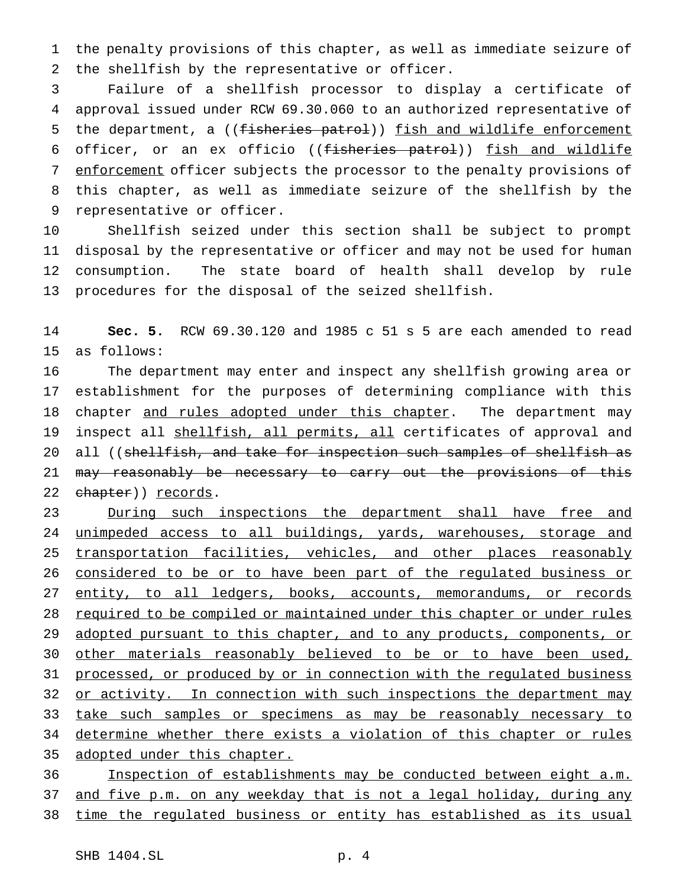the penalty provisions of this chapter, as well as immediate seizure of the shellfish by the representative or officer.

Failure of a shellfish processor to display a certificate of approval issued under RCW 69.30.060 to an authorized representative of the department, a ((~~fisheries patrol~~)) fish and wildlife enforcement officer, or an ex officio ((~~fisheries patrol~~)) fish and wildlife enforcement officer subjects the processor to the penalty provisions of this chapter, as well as immediate seizure of the shellfish by the representative or officer.

Shellfish seized under this section shall be subject to prompt disposal by the representative or officer and may not be used for human consumption. The state board of health shall develop by rule procedures for the disposal of the seized shellfish.

**Sec. 5.** RCW 69.30.120 and 1985 c 51 s 5 are each amended to read as follows:

The department may enter and inspect any shellfish growing area or establishment for the purposes of determining compliance with this chapter and rules adopted under this chapter. The department may inspect all shellfish, all permits, all certificates of approval and all ((~~shellfish, and take for inspection such samples of shellfish as may reasonably be necessary to carry out the provisions of this chapter~~)) records.

During such inspections the department shall have free and unimpeded access to all buildings, yards, warehouses, storage and transportation facilities, vehicles, and other places reasonably considered to be or to have been part of the regulated business or entity, to all ledgers, books, accounts, memorandums, or records required to be compiled or maintained under this chapter or under rules adopted pursuant to this chapter, and to any products, components, or other materials reasonably believed to be or to have been used, processed, or produced by or in connection with the regulated business or activity. In connection with such inspections the department may take such samples or specimens as may be reasonably necessary to determine whether there exists a violation of this chapter or rules adopted under this chapter.

Inspection of establishments may be conducted between eight a.m. and five p.m. on any weekday that is not a legal holiday, during any time the regulated business or entity has established as its usual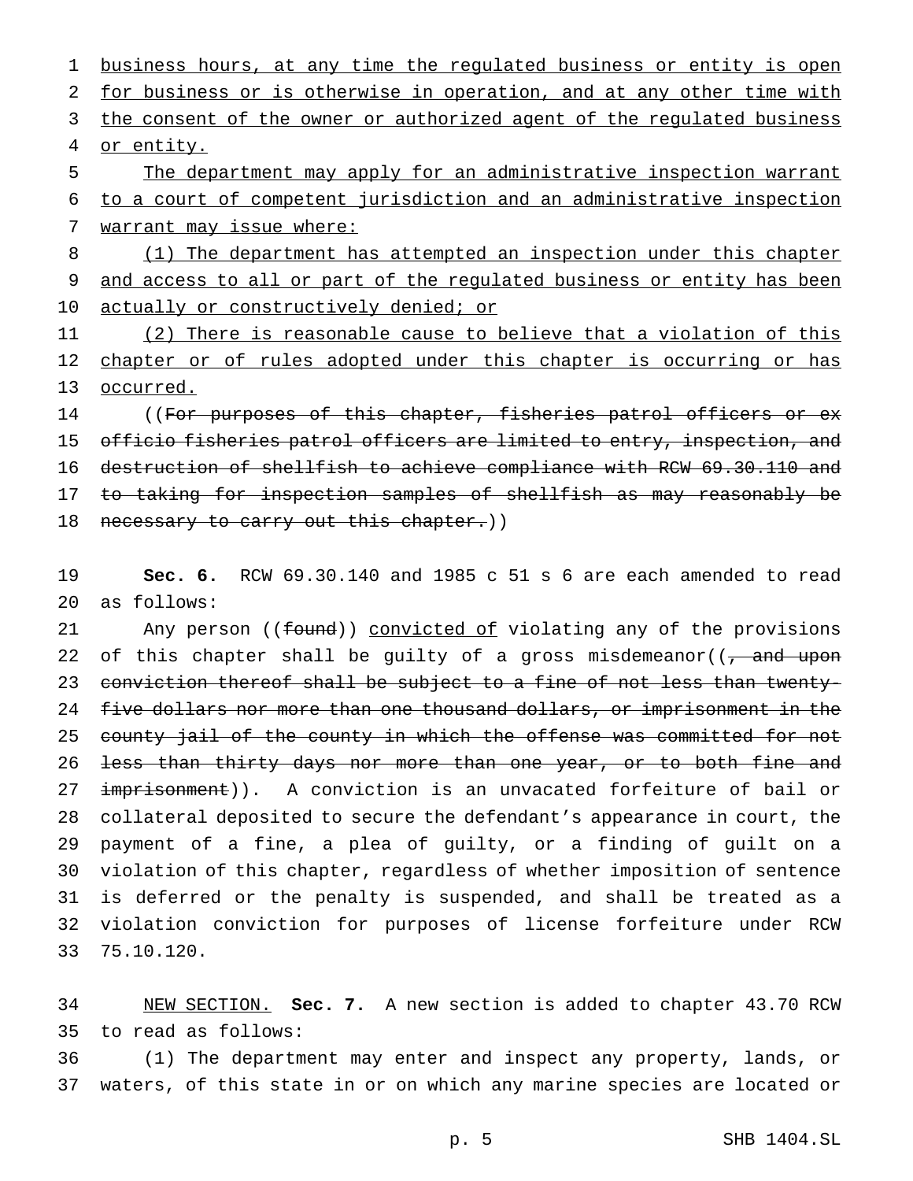business hours, at any time the regulated business or entity is open for business or is otherwise in operation, and at any other time with the consent of the owner or authorized agent of the regulated business or entity.

The department may apply for an administrative inspection warrant to a court of competent jurisdiction and an administrative inspection warrant may issue where:

(1) The department has attempted an inspection under this chapter and access to all or part of the regulated business or entity has been actually or constructively denied; or

(2) There is reasonable cause to believe that a violation of this chapter or of rules adopted under this chapter is occurring or has occurred.

((~~For purposes of this chapter, fisheries patrol officers or ex officio fisheries patrol officers are limited to entry, inspection, and destruction of shellfish to achieve compliance with RCW 69.30.110 and to taking for inspection samples of shellfish as may reasonably be necessary to carry out this chapter.~~))

**Sec. 6.** RCW 69.30.140 and 1985 c 51 s 6 are each amended to read as follows:

Any person ((~~found~~)) convicted of violating any of the provisions of this chapter shall be guilty of a gross misdemeanor((~~, and upon conviction thereof shall be subject to a fine of not less than twenty-five dollars nor more than one thousand dollars, or imprisonment in the county jail of the county in which the offense was committed for not less than thirty days nor more than one year, or to both fine and imprisonment~~)). A conviction is an unvacated forfeiture of bail or collateral deposited to secure the defendant's appearance in court, the payment of a fine, a plea of guilty, or a finding of guilt on a violation of this chapter, regardless of whether imposition of sentence is deferred or the penalty is suspended, and shall be treated as a violation conviction for purposes of license forfeiture under RCW 75.10.120.

NEW SECTION. **Sec. 7.** A new section is added to chapter 43.70 RCW to read as follows:

(1) The department may enter and inspect any property, lands, or waters, of this state in or on which any marine species are located or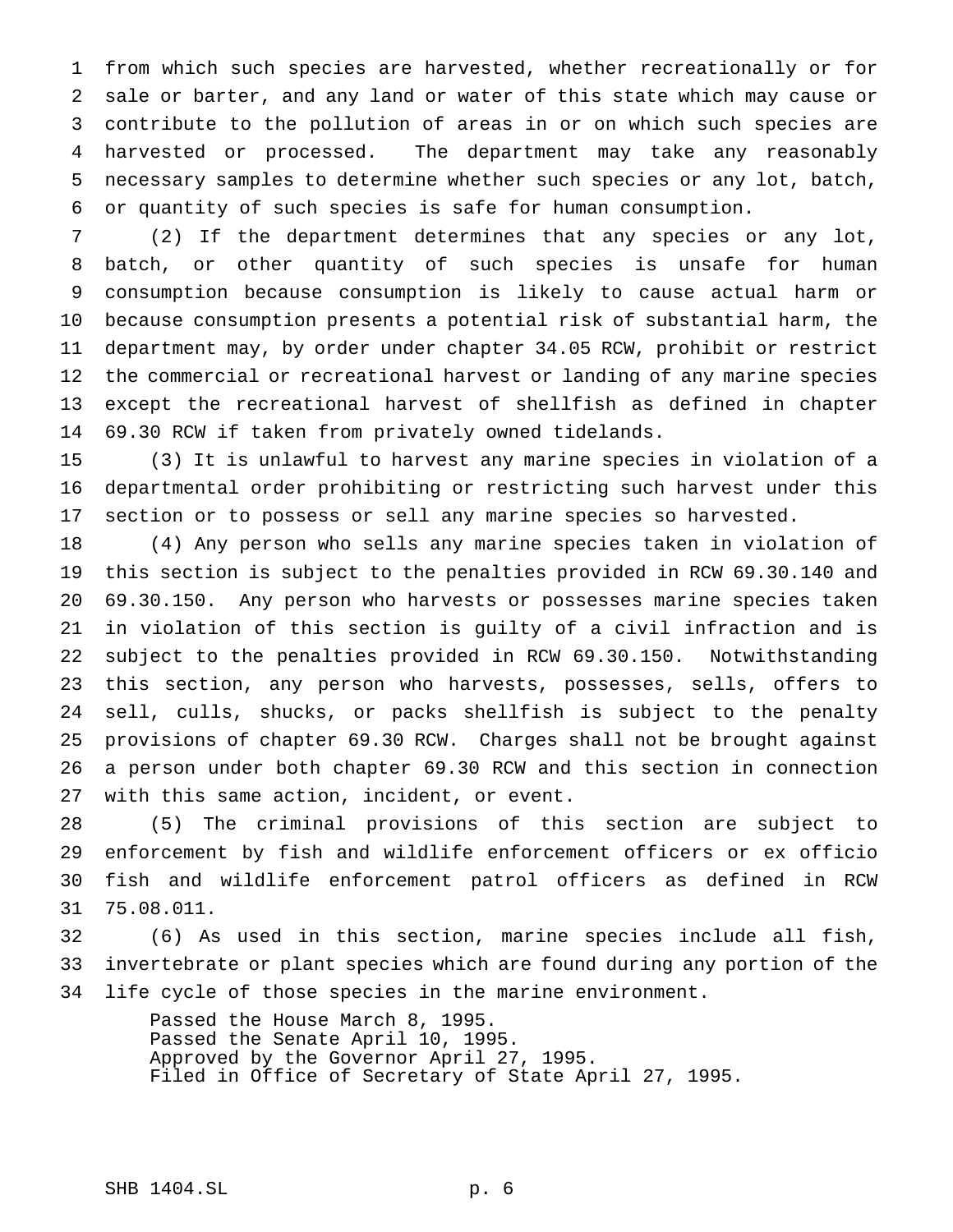from which such species are harvested, whether recreationally or for sale or barter, and any land or water of this state which may cause or contribute to the pollution of areas in or on which such species are harvested or processed. The department may take any reasonably necessary samples to determine whether such species or any lot, batch, or quantity of such species is safe for human consumption.

(2) If the department determines that any species or any lot, batch, or other quantity of such species is unsafe for human consumption because consumption is likely to cause actual harm or because consumption presents a potential risk of substantial harm, the department may, by order under chapter 34.05 RCW, prohibit or restrict the commercial or recreational harvest or landing of any marine species except the recreational harvest of shellfish as defined in chapter 69.30 RCW if taken from privately owned tidelands.

(3) It is unlawful to harvest any marine species in violation of a departmental order prohibiting or restricting such harvest under this section or to possess or sell any marine species so harvested.

(4) Any person who sells any marine species taken in violation of this section is subject to the penalties provided in RCW 69.30.140 and 69.30.150. Any person who harvests or possesses marine species taken in violation of this section is guilty of a civil infraction and is subject to the penalties provided in RCW 69.30.150. Notwithstanding this section, any person who harvests, possesses, sells, offers to sell, culls, shucks, or packs shellfish is subject to the penalty provisions of chapter 69.30 RCW. Charges shall not be brought against a person under both chapter 69.30 RCW and this section in connection with this same action, incident, or event.

(5) The criminal provisions of this section are subject to enforcement by fish and wildlife enforcement officers or ex officio fish and wildlife enforcement patrol officers as defined in RCW 75.08.011.

(6) As used in this section, marine species include all fish, invertebrate or plant species which are found during any portion of the life cycle of those species in the marine environment.

Passed the House March 8, 1995.
Passed the Senate April 10, 1995.
Approved by the Governor April 27, 1995.
Filed in Office of Secretary of State April 27, 1995.